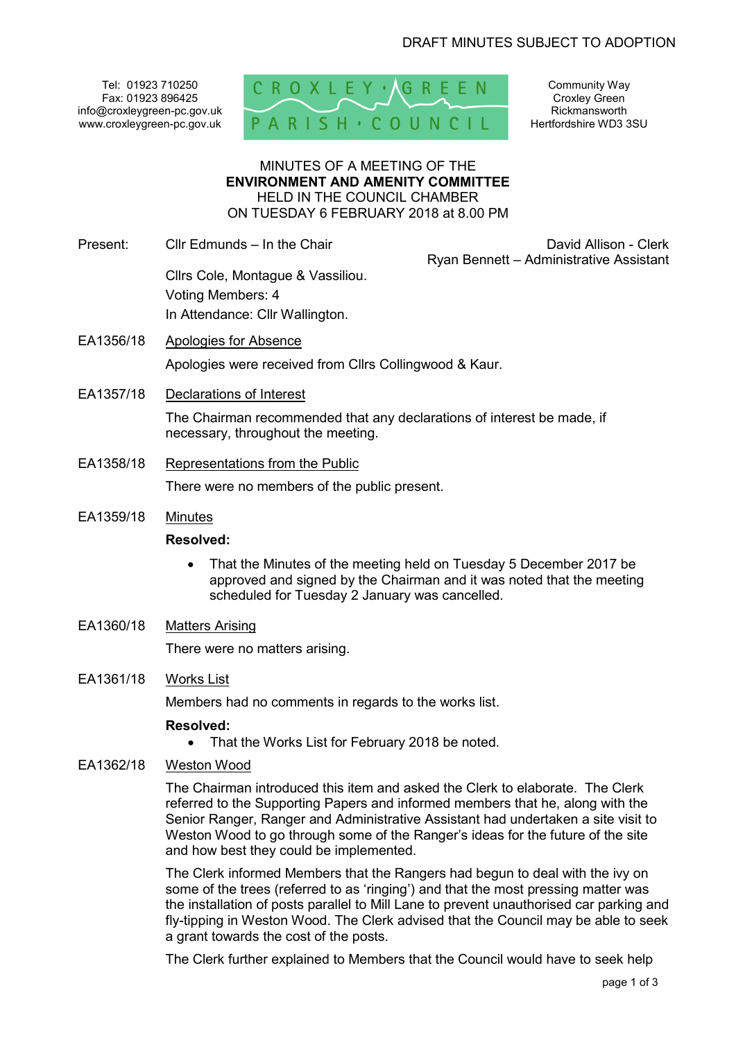DRAFT MINUTES SUBJECT TO ADOPTION

Tel: 01923 710250
Fax: 01923 896425
info@croxleygreen-pc.gov.uk
www.croxleygreen-pc.gov.uk

CROXLEY GREEN PARISH COUNCIL

Community Way
Croxley Green
Rickmansworth
Hertfordshire WD3 3SU

MINUTES OF A MEETING OF THE
**ENVIRONMENT AND AMENITY COMMITTEE**
HELD IN THE COUNCIL CHAMBER
ON TUESDAY 6 FEBRUARY 2018 at 8.00 PM

Present: Cllr Edmunds – In the Chair

David Allison - Clerk
Ryan Bennett – Administrative Assistant

Cllrs Cole, Montague & Vassiliou.
Voting Members: 4
In Attendance: Cllr Wallington.

EA1356/18 Apologies for Absence

Apologies were received from Cllrs Collingwood & Kaur.

EA1357/18 Declarations of Interest

The Chairman recommended that any declarations of interest be made, if necessary, throughout the meeting.

EA1358/18 Representations from the Public

There were no members of the public present.

EA1359/18 Minutes

**Resolved:**

- That the Minutes of the meeting held on Tuesday 5 December 2017 be approved and signed by the Chairman and it was noted that the meeting scheduled for Tuesday 2 January was cancelled.

EA1360/18 Matters Arising

There were no matters arising.

EA1361/18 Works List

Members had no comments in regards to the works list.

**Resolved:**

- That the Works List for February 2018 be noted.

EA1362/18 Weston Wood

The Chairman introduced this item and asked the Clerk to elaborate. The Clerk referred to the Supporting Papers and informed members that he, along with the Senior Ranger, Ranger and Administrative Assistant had undertaken a site visit to Weston Wood to go through some of the Ranger's ideas for the future of the site and how best they could be implemented.

The Clerk informed Members that the Rangers had begun to deal with the ivy on some of the trees (referred to as 'ringing') and that the most pressing matter was the installation of posts parallel to Mill Lane to prevent unauthorised car parking and fly-tipping in Weston Wood. The Clerk advised that the Council may be able to seek a grant towards the cost of the posts.

The Clerk further explained to Members that the Council would have to seek help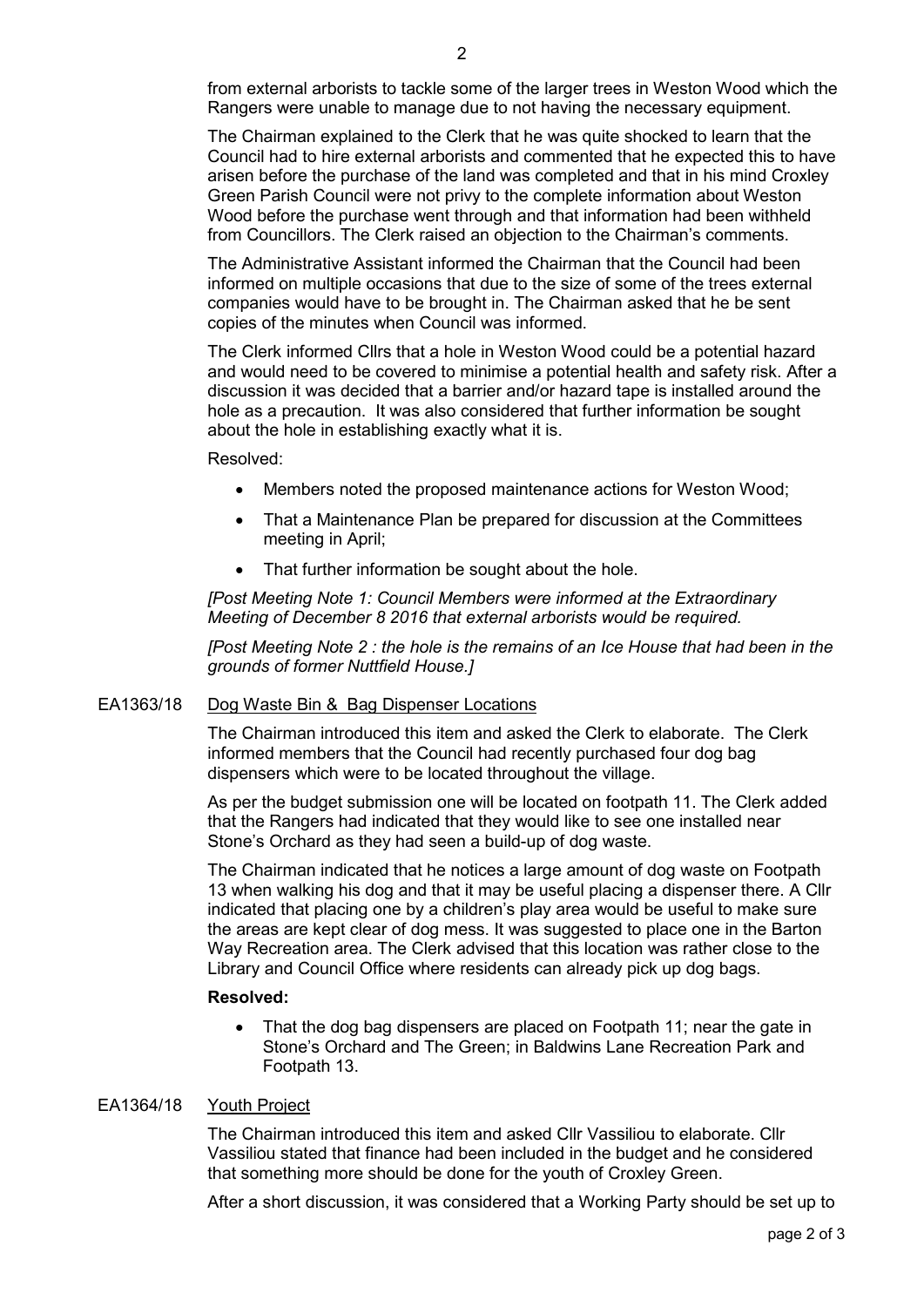from external arborists to tackle some of the larger trees in Weston Wood which the Rangers were unable to manage due to not having the necessary equipment.

The Chairman explained to the Clerk that he was quite shocked to learn that the Council had to hire external arborists and commented that he expected this to have arisen before the purchase of the land was completed and that in his mind Croxley Green Parish Council were not privy to the complete information about Weston Wood before the purchase went through and that information had been withheld from Councillors. The Clerk raised an objection to the Chairman's comments.

The Administrative Assistant informed the Chairman that the Council had been informed on multiple occasions that due to the size of some of the trees external companies would have to be brought in. The Chairman asked that he be sent copies of the minutes when Council was informed.

The Clerk informed Cllrs that a hole in Weston Wood could be a potential hazard and would need to be covered to minimise a potential health and safety risk. After a discussion it was decided that a barrier and/or hazard tape is installed around the hole as a precaution. It was also considered that further information be sought about the hole in establishing exactly what it is.

Resolved:

- Members noted the proposed maintenance actions for Weston Wood;
- That a Maintenance Plan be prepared for discussion at the Committees meeting in April;
- That further information be sought about the hole.

*[Post Meeting Note 1: Council Members were informed at the Extraordinary Meeting of December 8 2016 that external arborists would be required.*

*[Post Meeting Note 2 : the hole is the remains of an Ice House that had been in the grounds of former Nuttfield House.]*

EA1363/18 Dog Waste Bin & Bag Dispenser Locations

The Chairman introduced this item and asked the Clerk to elaborate. The Clerk informed members that the Council had recently purchased four dog bag dispensers which were to be located throughout the village.

As per the budget submission one will be located on footpath 11. The Clerk added that the Rangers had indicated that they would like to see one installed near Stone's Orchard as they had seen a build-up of dog waste.

The Chairman indicated that he notices a large amount of dog waste on Footpath 13 when walking his dog and that it may be useful placing a dispenser there. A Cllr indicated that placing one by a children's play area would be useful to make sure the areas are kept clear of dog mess. It was suggested to place one in the Barton Way Recreation area. The Clerk advised that this location was rather close to the Library and Council Office where residents can already pick up dog bags.

**Resolved:**

- That the dog bag dispensers are placed on Footpath 11; near the gate in Stone's Orchard and The Green; in Baldwins Lane Recreation Park and Footpath 13.

EA1364/18 Youth Project

The Chairman introduced this item and asked Cllr Vassiliou to elaborate. Cllr Vassiliou stated that finance had been included in the budget and he considered that something more should be done for the youth of Croxley Green.

After a short discussion, it was considered that a Working Party should be set up to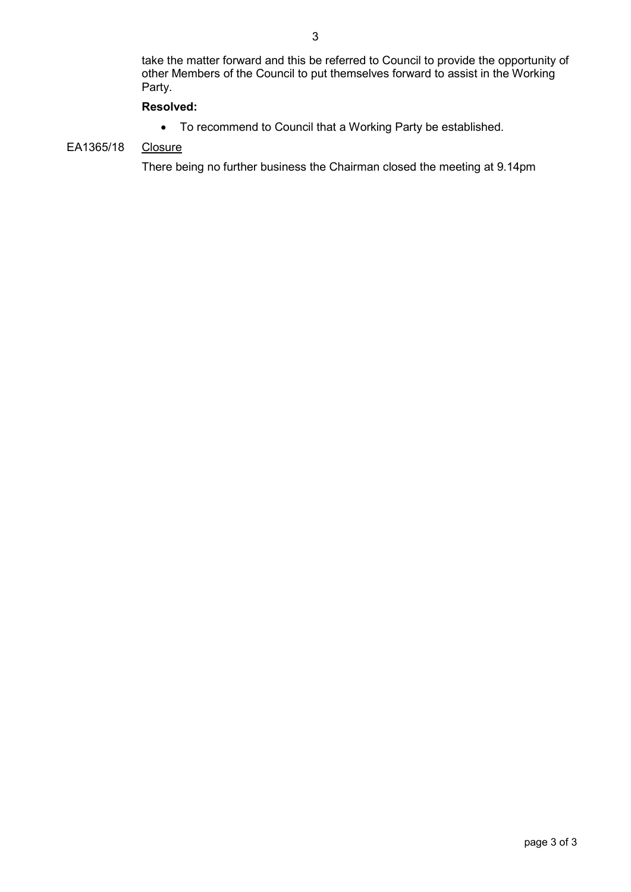take the matter forward and this be referred to Council to provide the opportunity of other Members of the Council to put themselves forward to assist in the Working Party.

**Resolved:**

- To recommend to Council that a Working Party be established.

EA1365/18 Closure

There being no further business the Chairman closed the meeting at 9.14pm